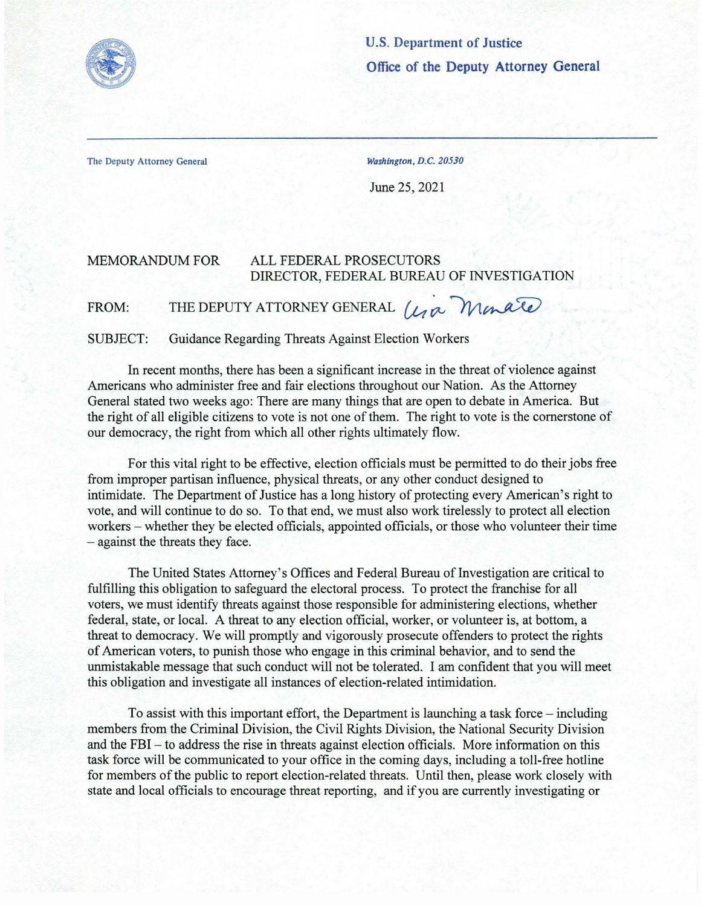**U.S. Department of Justice**

**Office of the Deputy Attorney General**

The Deputy Attorney General

*Washington, D.C. 20530*

June 25, 2021

MEMORANDUM FOR ALL FEDERAL PROSECUTORS
DIRECTOR, FEDERAL BUREAU OF INVESTIGATION

FROM: THE DEPUTY ATTORNEY GENERAL *Lisa Monaco*

SUBJECT: Guidance Regarding Threats Against Election Workers

In recent months, there has been a significant increase in the threat of violence against Americans who administer free and fair elections throughout our Nation. As the Attorney General stated two weeks ago: There are many things that are open to debate in America. But the right of all eligible citizens to vote is not one of them. The right to vote is the cornerstone of our democracy, the right from which all other rights ultimately flow.

For this vital right to be effective, election officials must be permitted to do their jobs free from improper partisan influence, physical threats, or any other conduct designed to intimidate. The Department of Justice has a long history of protecting every American's right to vote, and will continue to do so. To that end, we must also work tirelessly to protect all election workers – whether they be elected officials, appointed officials, or those who volunteer their time – against the threats they face.

The United States Attorney's Offices and Federal Bureau of Investigation are critical to fulfilling this obligation to safeguard the electoral process. To protect the franchise for all voters, we must identify threats against those responsible for administering elections, whether federal, state, or local. A threat to any election official, worker, or volunteer is, at bottom, a threat to democracy. We will promptly and vigorously prosecute offenders to protect the rights of American voters, to punish those who engage in this criminal behavior, and to send the unmistakable message that such conduct will not be tolerated. I am confident that you will meet this obligation and investigate all instances of election-related intimidation.

To assist with this important effort, the Department is launching a task force – including members from the Criminal Division, the Civil Rights Division, the National Security Division and the FBI – to address the rise in threats against election officials. More information on this task force will be communicated to your office in the coming days, including a toll-free hotline for members of the public to report election-related threats. Until then, please work closely with state and local officials to encourage threat reporting, and if you are currently investigating or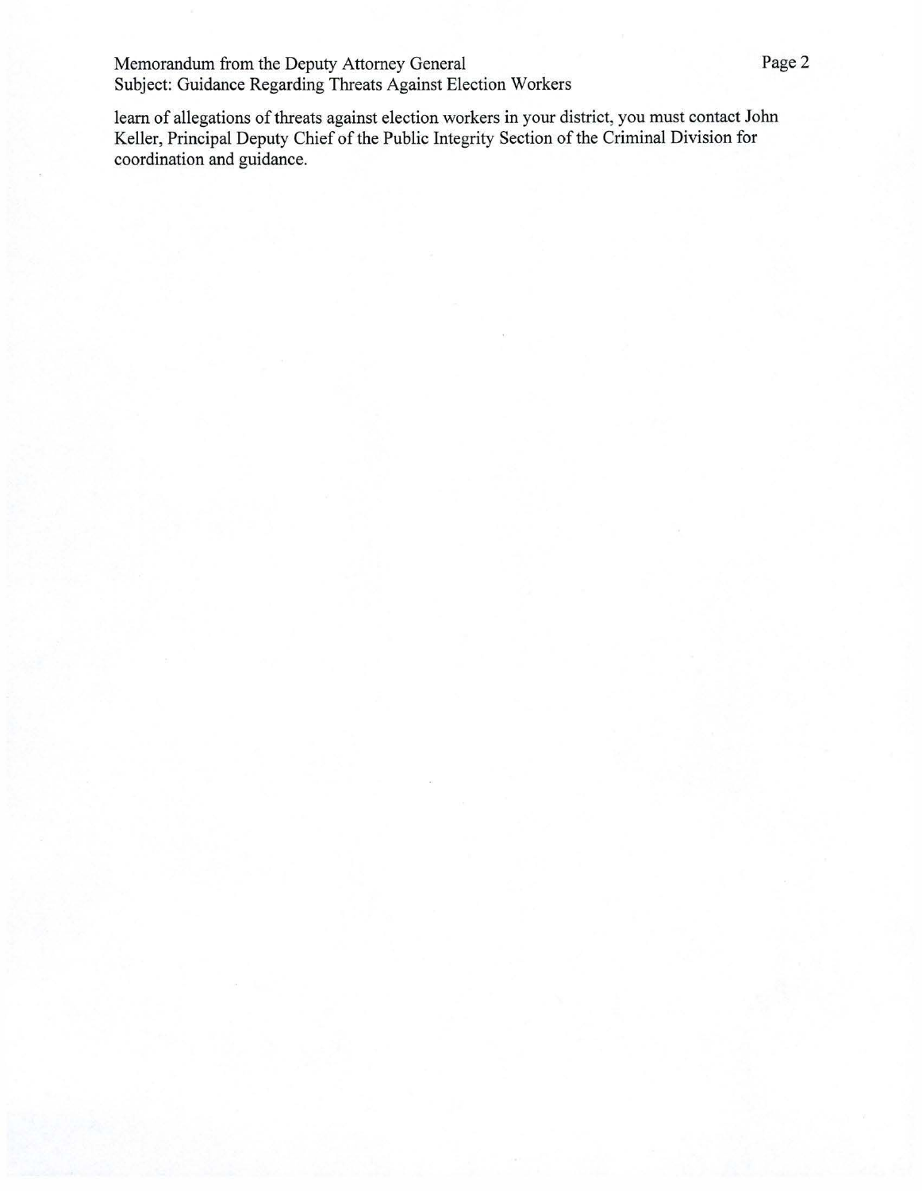learn of allegations of threats against election workers in your district, you must contact John Keller, Principal Deputy Chief of the Public Integrity Section of the Criminal Division for coordination and guidance.